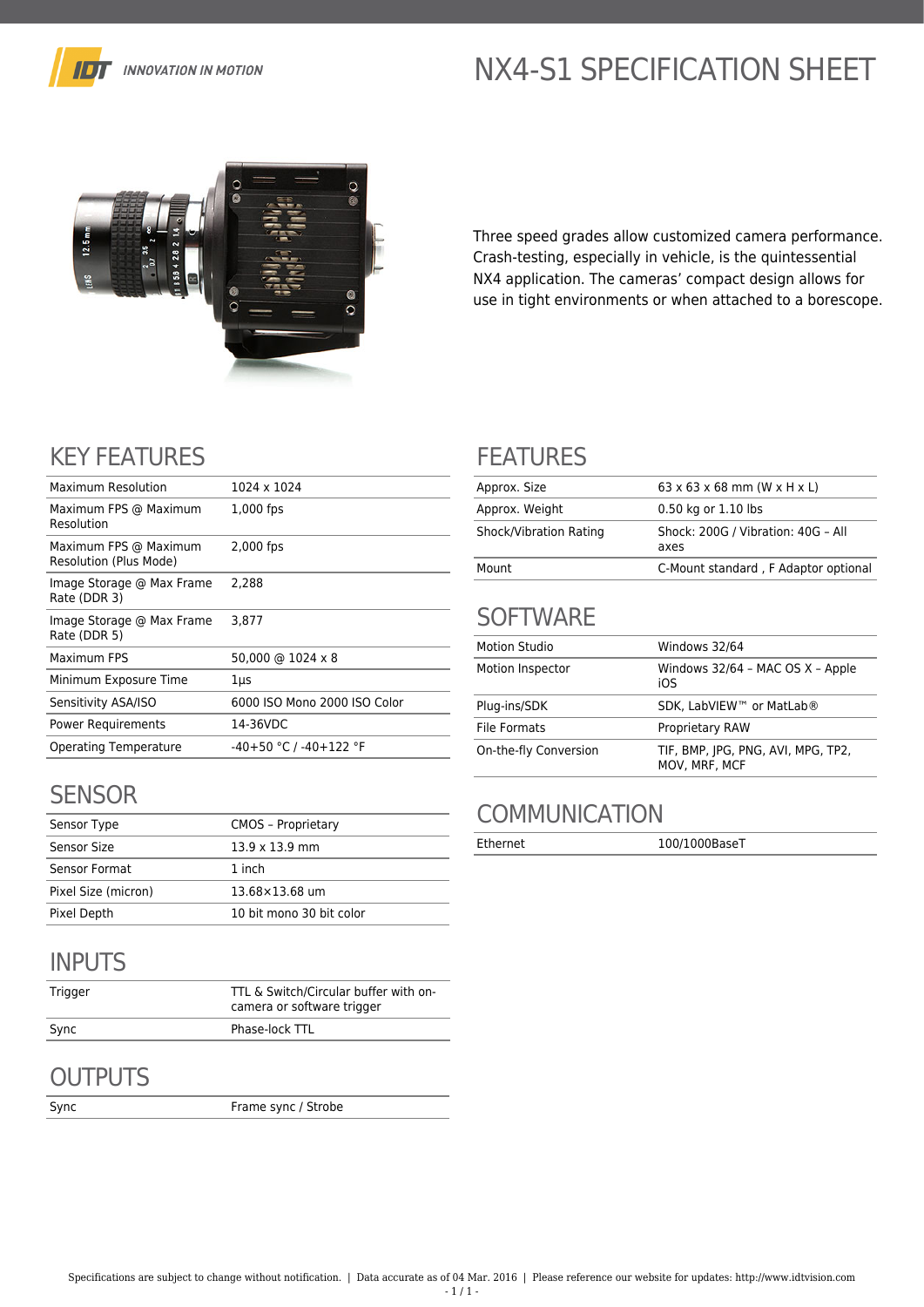# NX4-S1 SPECIFICATION SHEET

IDT INNOVATION IN MOTION

Three speed grades allow customized camera performance. Crash-testing, especially in vehicle, is the quintessential NX4 application. The cameras' compact design allows for use in tight environments or when attached to a borescope.

## KEY FEATURES

| | |
|---|---|
| Maximum Resolution | 1024 x 1024 |
| Maximum FPS @ Maximum Resolution | 1,000 fps |
| Maximum FPS @ Maximum Resolution (Plus Mode) | 2,000 fps |
| Image Storage @ Max Frame Rate (DDR 3) | 2,288 |
| Image Storage @ Max Frame Rate (DDR 5) | 3,877 |
| Maximum FPS | 50,000 @ 1024 x 8 |
| Minimum Exposure Time | 1µs |
| Sensitivity ASA/ISO | 6000 ISO Mono 2000 ISO Color |
| Power Requirements | 14-36VDC |
| Operating Temperature | -40+50 °C / -40+122 °F |

## SENSOR

| | |
|---|---|
| Sensor Type | CMOS – Proprietary |
| Sensor Size | 13.9 x 13.9 mm |
| Sensor Format | 1 inch |
| Pixel Size (micron) | 13.68×13.68 um |
| Pixel Depth | 10 bit mono 30 bit color |

## INPUTS

| | |
|---|---|
| Trigger | TTL & Switch/Circular buffer with on-camera or software trigger |
| Sync | Phase-lock TTL |

## OUTPUTS

| | |
|---|---|
| Sync | Frame sync / Strobe |

## FEATURES

| | |
|---|---|
| Approx. Size | 63 x 63 x 68 mm (W x H x L) |
| Approx. Weight | 0.50 kg or 1.10 lbs |
| Shock/Vibration Rating | Shock: 200G / Vibration: 40G – All axes |
| Mount | C-Mount standard , F Adaptor optional |

## SOFTWARE

| | |
|---|---|
| Motion Studio | Windows 32/64 |
| Motion Inspector | Windows 32/64 – MAC OS X – Apple iOS |
| Plug-ins/SDK | SDK, LabVIEW™ or MatLab® |
| File Formats | Proprietary RAW |
| On-the-fly Conversion | TIF, BMP, JPG, PNG, AVI, MPG, TP2, MOV, MRF, MCF |

## COMMUNICATION

| | |
|---|---|
| Ethernet | 100/1000BaseT |

Specifications are subject to change without notification. | Data accurate as of 04 Mar. 2016 | Please reference our website for updates: http://www.idtvision.com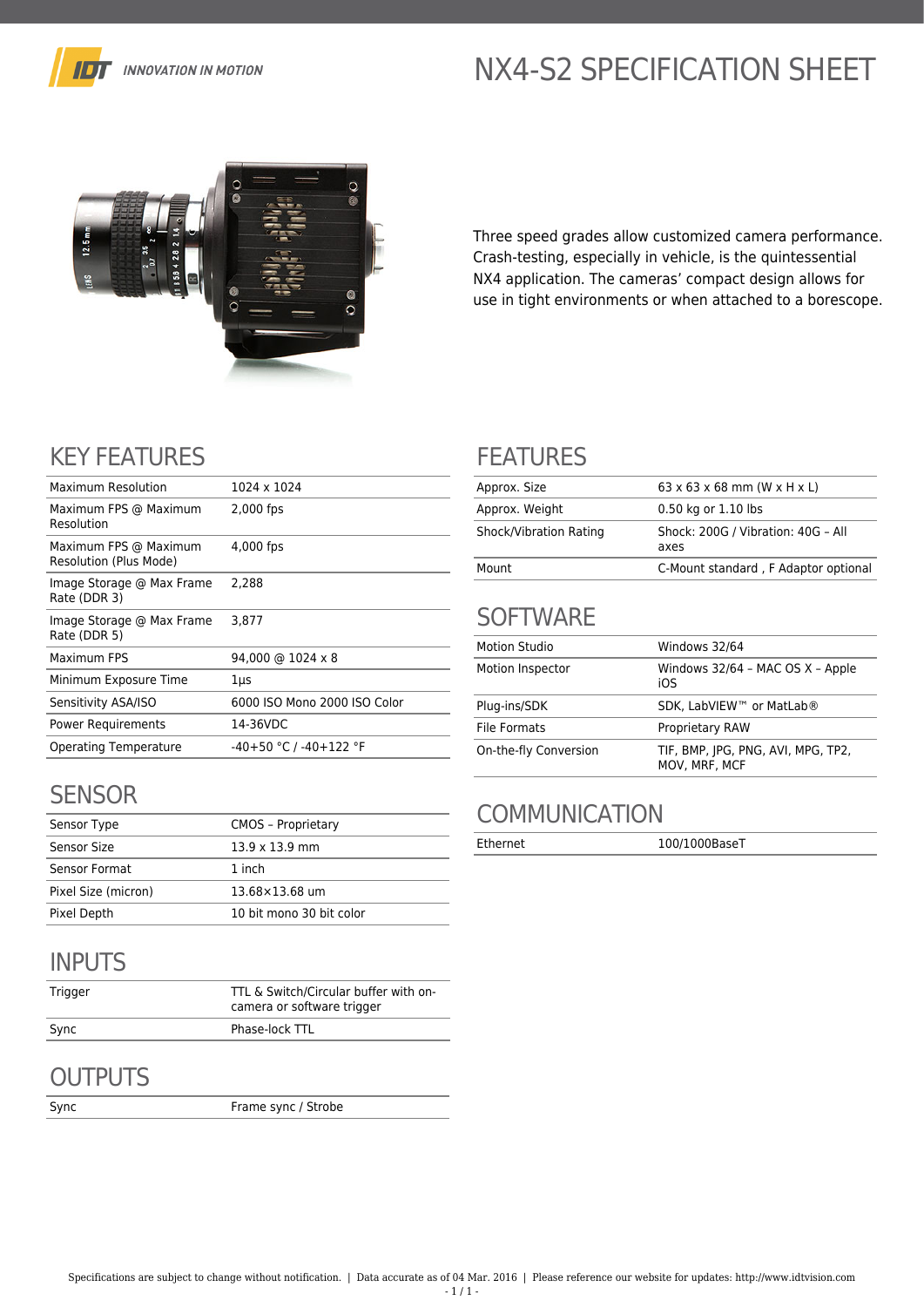# NX4-S2 SPECIFICATION SHEET

Three speed grades allow customized camera performance. Crash-testing, especially in vehicle, is the quintessential NX4 application. The cameras' compact design allows for use in tight environments or when attached to a borescope.

## KEY FEATURES

| | |
|---|---|
| Maximum Resolution | 1024 x 1024 |
| Maximum FPS @ Maximum Resolution | 2,000 fps |
| Maximum FPS @ Maximum Resolution (Plus Mode) | 4,000 fps |
| Image Storage @ Max Frame Rate (DDR 3) | 2,288 |
| Image Storage @ Max Frame Rate (DDR 5) | 3,877 |
| Maximum FPS | 94,000 @ 1024 x 8 |
| Minimum Exposure Time | 1µs |
| Sensitivity ASA/ISO | 6000 ISO Mono 2000 ISO Color |
| Power Requirements | 14-36VDC |
| Operating Temperature | -40+50 °C / -40+122 °F |

## SENSOR

| | |
|---|---|
| Sensor Type | CMOS – Proprietary |
| Sensor Size | 13.9 x 13.9 mm |
| Sensor Format | 1 inch |
| Pixel Size (micron) | 13.68×13.68 um |
| Pixel Depth | 10 bit mono 30 bit color |

## INPUTS

| | |
|---|---|
| Trigger | TTL & Switch/Circular buffer with on-camera or software trigger |
| Sync | Phase-lock TTL |

## OUTPUTS

| | |
|---|---|
| Sync | Frame sync / Strobe |

## FEATURES

| | |
|---|---|
| Approx. Size | 63 x 63 x 68 mm (W x H x L) |
| Approx. Weight | 0.50 kg or 1.10 lbs |
| Shock/Vibration Rating | Shock: 200G / Vibration: 40G – All axes |
| Mount | C-Mount standard , F Adaptor optional |

## SOFTWARE

| | |
|---|---|
| Motion Studio | Windows 32/64 |
| Motion Inspector | Windows 32/64 – MAC OS X – Apple iOS |
| Plug-ins/SDK | SDK, LabVIEW™ or MatLab® |
| File Formats | Proprietary RAW |
| On-the-fly Conversion | TIF, BMP, JPG, PNG, AVI, MPG, TP2, MOV, MRF, MCF |

## COMMUNICATION

| | |
|---|---|
| Ethernet | 100/1000BaseT |

Specifications are subject to change without notification. | Data accurate as of 04 Mar. 2016 | Please reference our website for updates: http://www.idtvision.com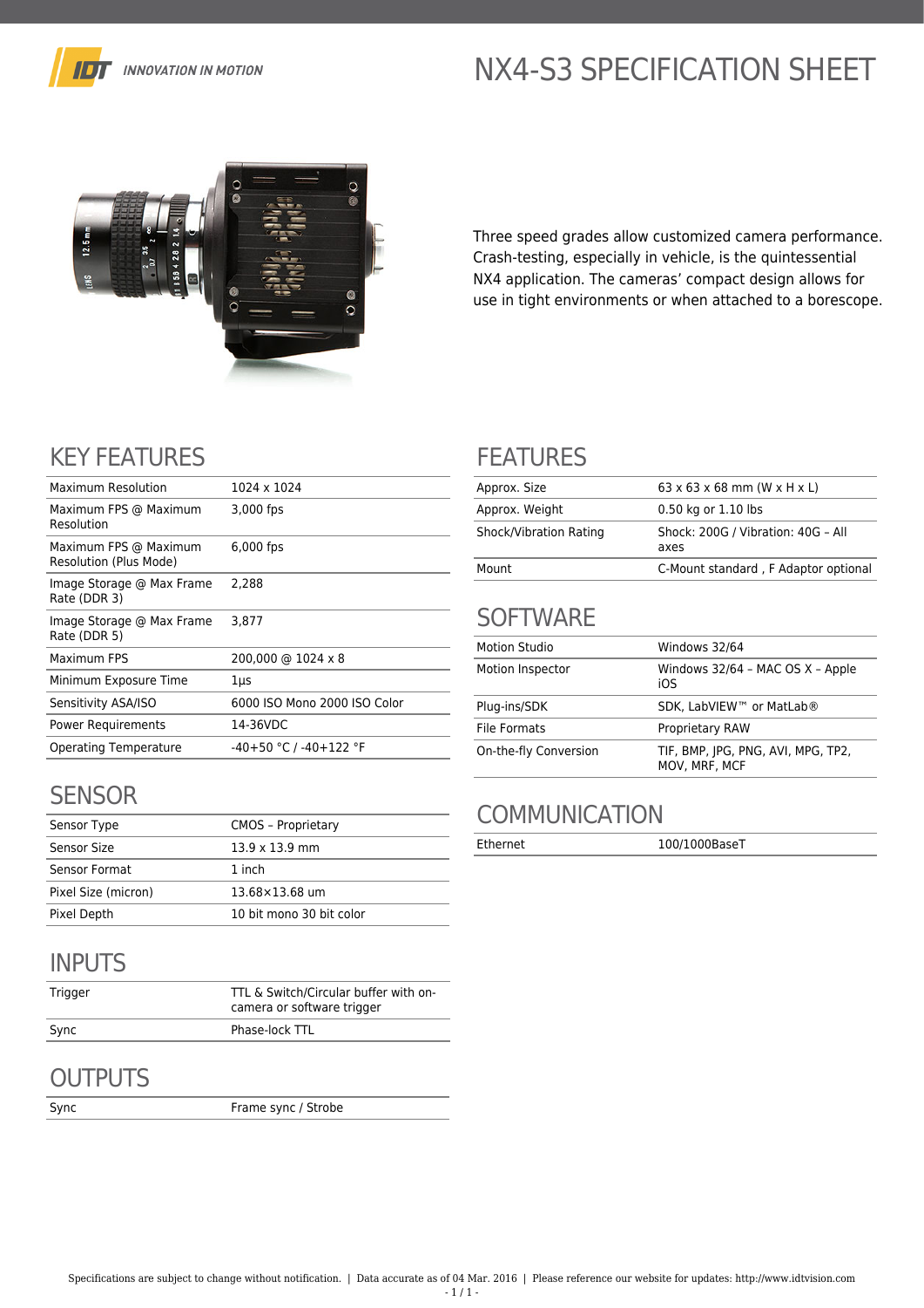IDT INNOVATION IN MOTION

# NX4-S3 SPECIFICATION SHEET

Three speed grades allow customized camera performance. Crash-testing, especially in vehicle, is the quintessential NX4 application. The cameras' compact design allows for use in tight environments or when attached to a borescope.

## KEY FEATURES

| | |
|---|---|
| Maximum Resolution | 1024 x 1024 |
| Maximum FPS @ Maximum Resolution | 3,000 fps |
| Maximum FPS @ Maximum Resolution (Plus Mode) | 6,000 fps |
| Image Storage @ Max Frame Rate (DDR 3) | 2,288 |
| Image Storage @ Max Frame Rate (DDR 5) | 3,877 |
| Maximum FPS | 200,000 @ 1024 x 8 |
| Minimum Exposure Time | 1µs |
| Sensitivity ASA/ISO | 6000 ISO Mono 2000 ISO Color |
| Power Requirements | 14-36VDC |
| Operating Temperature | -40+50 °C / -40+122 °F |

## SENSOR

| | |
|---|---|
| Sensor Type | CMOS – Proprietary |
| Sensor Size | 13.9 x 13.9 mm |
| Sensor Format | 1 inch |
| Pixel Size (micron) | 13.68×13.68 um |
| Pixel Depth | 10 bit mono 30 bit color |

## INPUTS

| | |
|---|---|
| Trigger | TTL & Switch/Circular buffer with on-camera or software trigger |
| Sync | Phase-lock TTL |

## OUTPUTS

| | |
|---|---|
| Sync | Frame sync / Strobe |

## FEATURES

| | |
|---|---|
| Approx. Size | 63 x 63 x 68 mm (W x H x L) |
| Approx. Weight | 0.50 kg or 1.10 lbs |
| Shock/Vibration Rating | Shock: 200G / Vibration: 40G – All axes |
| Mount | C-Mount standard , F Adaptor optional |

## SOFTWARE

| | |
|---|---|
| Motion Studio | Windows 32/64 |
| Motion Inspector | Windows 32/64 – MAC OS X – Apple iOS |
| Plug-ins/SDK | SDK, LabVIEW™ or MatLab® |
| File Formats | Proprietary RAW |
| On-the-fly Conversion | TIF, BMP, JPG, PNG, AVI, MPG, TP2, MOV, MRF, MCF |

## COMMUNICATION

| | |
|---|---|
| Ethernet | 100/1000BaseT |

Specifications are subject to change without notification. | Data accurate as of 04 Mar. 2016 | Please reference our website for updates: http://www.idtvision.com